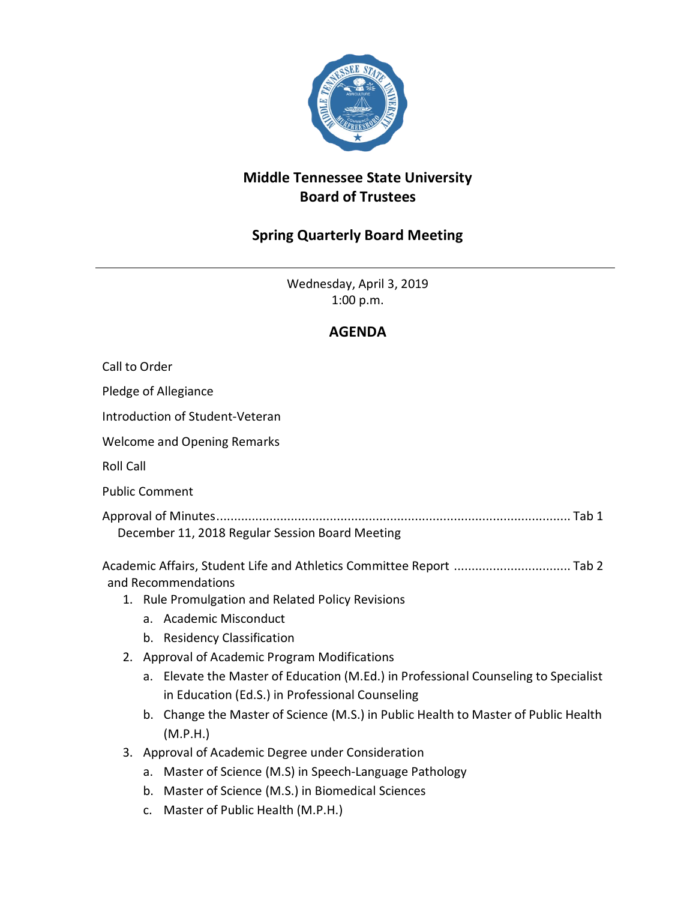# Middle Tennessee State University
# Board of Trustees

## Spring Quarterly Board Meeting

---

Wednesday, April 3, 2019
1:00 p.m.

## AGENDA

Call to Order

Pledge of Allegiance

Introduction of Student-Veteran

Welcome and Opening Remarks

Roll Call

Public Comment

Approval of Minutes.................................................................................................. Tab 1
December 11, 2018 Regular Session Board Meeting

Academic Affairs, Student Life and Athletics Committee Report ................................ Tab 2
and Recommendations

1. Rule Promulgation and Related Policy Revisions
   a. Academic Misconduct
   b. Residency Classification
2. Approval of Academic Program Modifications
   a. Elevate the Master of Education (M.Ed.) in Professional Counseling to Specialist in Education (Ed.S.) in Professional Counseling
   b. Change the Master of Science (M.S.) in Public Health to Master of Public Health (M.P.H.)
3. Approval of Academic Degree under Consideration
   a. Master of Science (M.S) in Speech-Language Pathology
   b. Master of Science (M.S.) in Biomedical Sciences
   c. Master of Public Health (M.P.H.)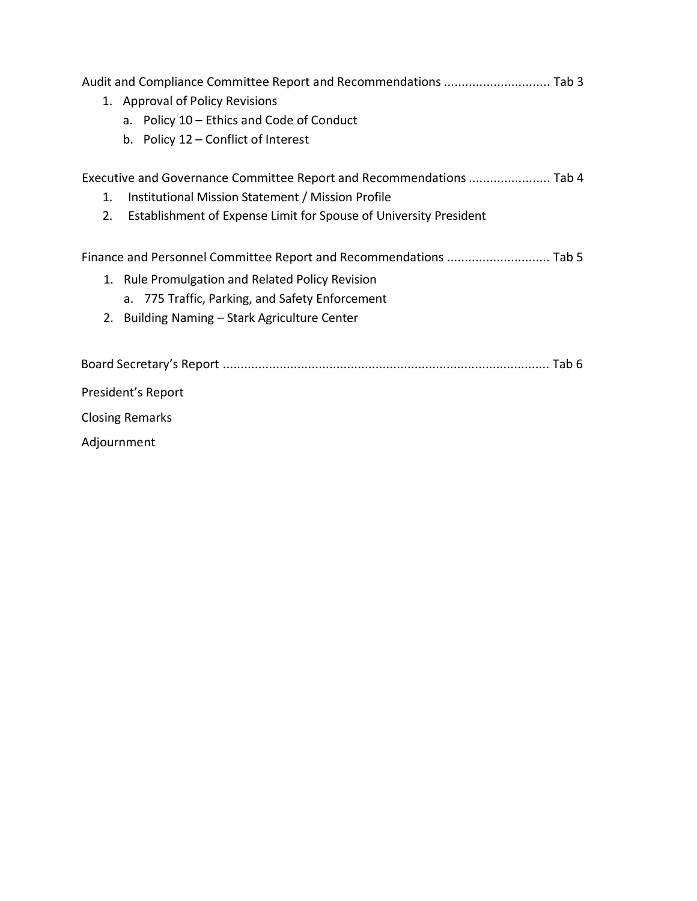Audit and Compliance Committee Report and Recommendations ............................. Tab 3

1. Approval of Policy Revisions
   a. Policy 10 – Ethics and Code of Conduct
   b. Policy 12 – Conflict of Interest

Executive and Governance Committee Report and Recommendations ....................... Tab 4

1. Institutional Mission Statement / Mission Profile
2. Establishment of Expense Limit for Spouse of University President

Finance and Personnel Committee Report and Recommendations ............................ Tab 5

1. Rule Promulgation and Related Policy Revision
   a. 775 Traffic, Parking, and Safety Enforcement
2. Building Naming – Stark Agriculture Center

Board Secretary's Report ........................................................................................... Tab 6

President's Report

Closing Remarks

Adjournment